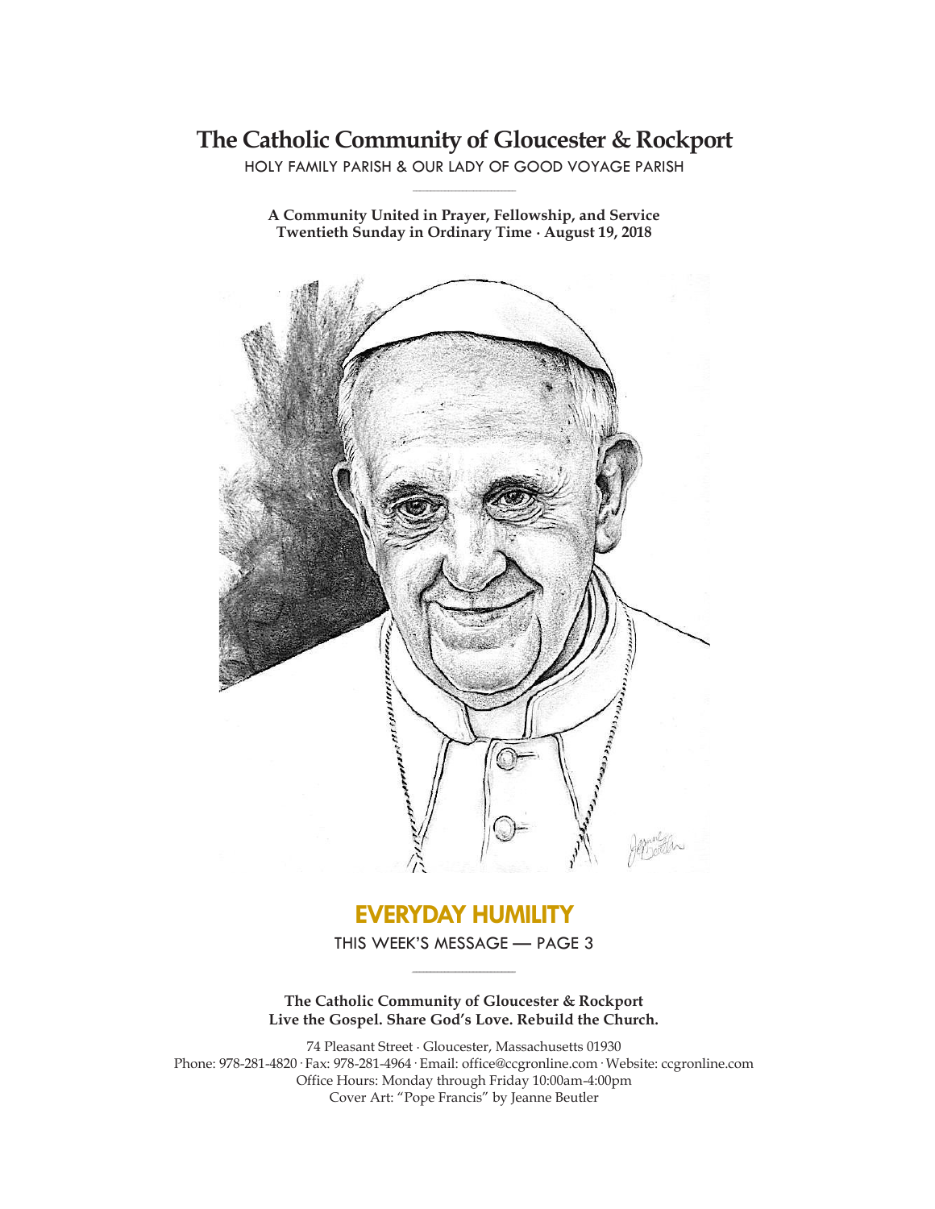# The Catholic Community of Gloucester & Rockport

HOLY FAMILY PARISH & OUR LADY OF GOOD VOYAGE PARISH

**A Community United in Prayer, Fellowship, and Service**
**Twentieth Sunday in Ordinary Time · August 19, 2018**

## EVERYDAY HUMILITY

THIS WEEK'S MESSAGE — PAGE 3

**The Catholic Community of Gloucester & Rockport**
**Live the Gospel. Share God's Love. Rebuild the Church.**

74 Pleasant Street · Gloucester, Massachusetts 01930
Phone: 978-281-4820 · Fax: 978-281-4964 · Email: office@ccgronline.com · Website: ccgronline.com
Office Hours: Monday through Friday 10:00am-4:00pm
Cover Art: "Pope Francis" by Jeanne Beutler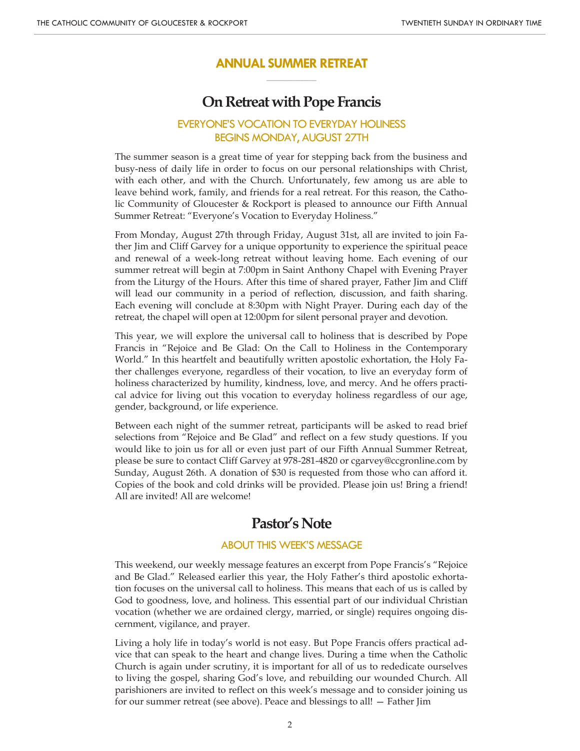## ANNUAL SUMMER RETREAT

# On Retreat with Pope Francis

### EVERYONE'S VOCATION TO EVERYDAY HOLINESS
### BEGINS MONDAY, AUGUST 27TH

The summer season is a great time of year for stepping back from the business and busy-ness of daily life in order to focus on our personal relationships with Christ, with each other, and with the Church. Unfortunately, few among us are able to leave behind work, family, and friends for a real retreat. For this reason, the Catholic Community of Gloucester & Rockport is pleased to announce our Fifth Annual Summer Retreat: "Everyone's Vocation to Everyday Holiness."

From Monday, August 27th through Friday, August 31st, all are invited to join Father Jim and Cliff Garvey for a unique opportunity to experience the spiritual peace and renewal of a week-long retreat without leaving home. Each evening of our summer retreat will begin at 7:00pm in Saint Anthony Chapel with Evening Prayer from the Liturgy of the Hours. After this time of shared prayer, Father Jim and Cliff will lead our community in a period of reflection, discussion, and faith sharing. Each evening will conclude at 8:30pm with Night Prayer. During each day of the retreat, the chapel will open at 12:00pm for silent personal prayer and devotion.

This year, we will explore the universal call to holiness that is described by Pope Francis in "Rejoice and Be Glad: On the Call to Holiness in the Contemporary World." In this heartfelt and beautifully written apostolic exhortation, the Holy Father challenges everyone, regardless of their vocation, to live an everyday form of holiness characterized by humility, kindness, love, and mercy. And he offers practical advice for living out this vocation to everyday holiness regardless of our age, gender, background, or life experience.

Between each night of the summer retreat, participants will be asked to read brief selections from "Rejoice and Be Glad" and reflect on a few study questions. If you would like to join us for all or even just part of our Fifth Annual Summer Retreat, please be sure to contact Cliff Garvey at 978-281-4820 or cgarvey@ccgronline.com by Sunday, August 26th. A donation of $30 is requested from those who can afford it. Copies of the book and cold drinks will be provided. Please join us! Bring a friend! All are invited! All are welcome!

# Pastor's Note

### ABOUT THIS WEEK'S MESSAGE

This weekend, our weekly message features an excerpt from Pope Francis's "Rejoice and Be Glad." Released earlier this year, the Holy Father's third apostolic exhortation focuses on the universal call to holiness. This means that each of us is called by God to goodness, love, and holiness. This essential part of our individual Christian vocation (whether we are ordained clergy, married, or single) requires ongoing discernment, vigilance, and prayer.

Living a holy life in today's world is not easy. But Pope Francis offers practical advice that can speak to the heart and change lives. During a time when the Catholic Church is again under scrutiny, it is important for all of us to rededicate ourselves to living the gospel, sharing God's love, and rebuilding our wounded Church. All parishioners are invited to reflect on this week's message and to consider joining us for our summer retreat (see above). Peace and blessings to all! — Father Jim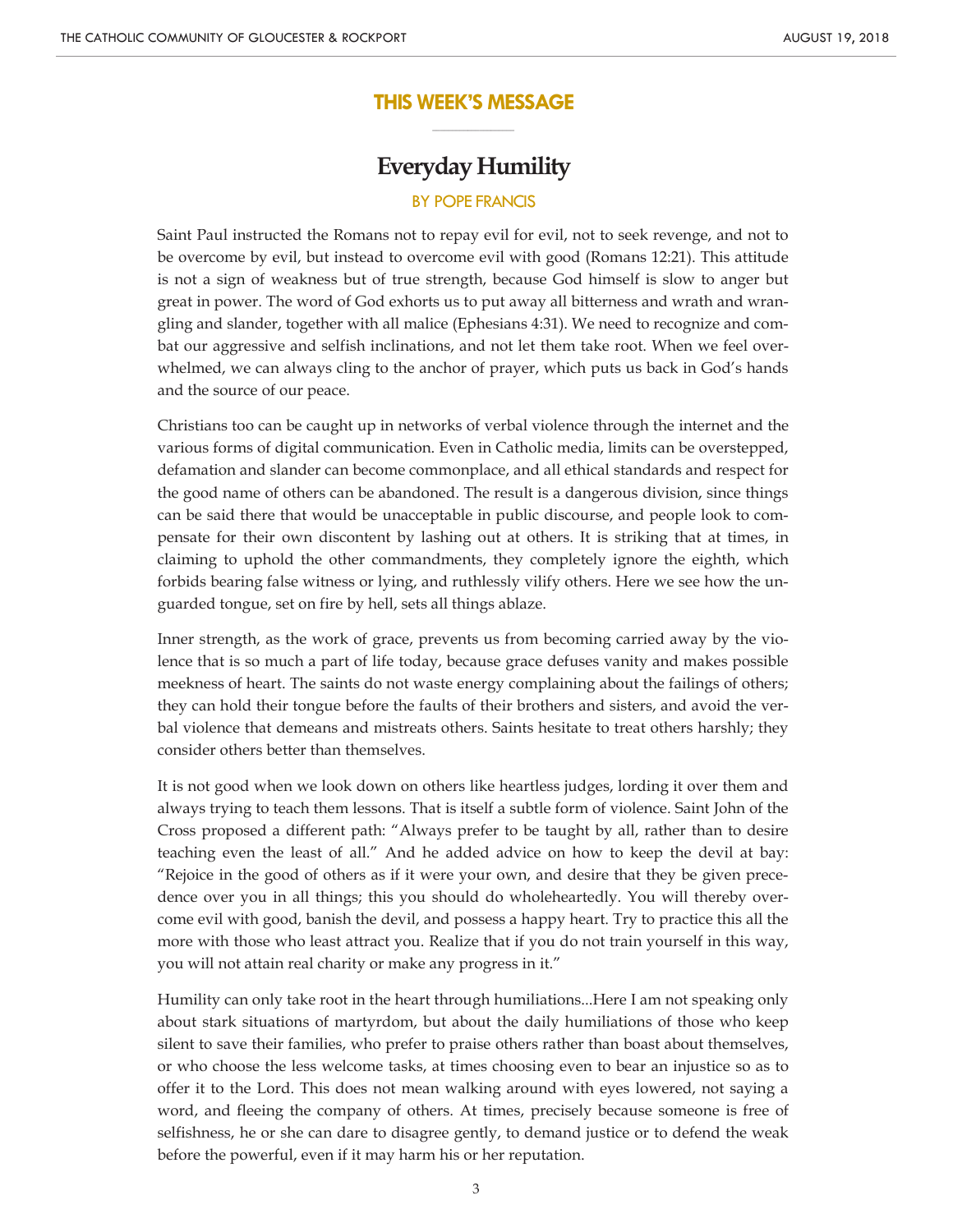## THIS WEEK'S MESSAGE

# Everyday Humility

BY POPE FRANCIS

Saint Paul instructed the Romans not to repay evil for evil, not to seek revenge, and not to be overcome by evil, but instead to overcome evil with good (Romans 12:21). This attitude is not a sign of weakness but of true strength, because God himself is slow to anger but great in power. The word of God exhorts us to put away all bitterness and wrath and wrangling and slander, together with all malice (Ephesians 4:31). We need to recognize and combat our aggressive and selfish inclinations, and not let them take root. When we feel overwhelmed, we can always cling to the anchor of prayer, which puts us back in God's hands and the source of our peace.

Christians too can be caught up in networks of verbal violence through the internet and the various forms of digital communication. Even in Catholic media, limits can be overstepped, defamation and slander can become commonplace, and all ethical standards and respect for the good name of others can be abandoned. The result is a dangerous division, since things can be said there that would be unacceptable in public discourse, and people look to compensate for their own discontent by lashing out at others. It is striking that at times, in claiming to uphold the other commandments, they completely ignore the eighth, which forbids bearing false witness or lying, and ruthlessly vilify others. Here we see how the unguarded tongue, set on fire by hell, sets all things ablaze.

Inner strength, as the work of grace, prevents us from becoming carried away by the violence that is so much a part of life today, because grace defuses vanity and makes possible meekness of heart. The saints do not waste energy complaining about the failings of others; they can hold their tongue before the faults of their brothers and sisters, and avoid the verbal violence that demeans and mistreats others. Saints hesitate to treat others harshly; they consider others better than themselves.

It is not good when we look down on others like heartless judges, lording it over them and always trying to teach them lessons. That is itself a subtle form of violence. Saint John of the Cross proposed a different path: "Always prefer to be taught by all, rather than to desire teaching even the least of all." And he added advice on how to keep the devil at bay: "Rejoice in the good of others as if it were your own, and desire that they be given precedence over you in all things; this you should do wholeheartedly. You will thereby overcome evil with good, banish the devil, and possess a happy heart. Try to practice this all the more with those who least attract you. Realize that if you do not train yourself in this way, you will not attain real charity or make any progress in it."

Humility can only take root in the heart through humiliations...Here I am not speaking only about stark situations of martyrdom, but about the daily humiliations of those who keep silent to save their families, who prefer to praise others rather than boast about themselves, or who choose the less welcome tasks, at times choosing even to bear an injustice so as to offer it to the Lord. This does not mean walking around with eyes lowered, not saying a word, and fleeing the company of others. At times, precisely because someone is free of selfishness, he or she can dare to disagree gently, to demand justice or to defend the weak before the powerful, even if it may harm his or her reputation.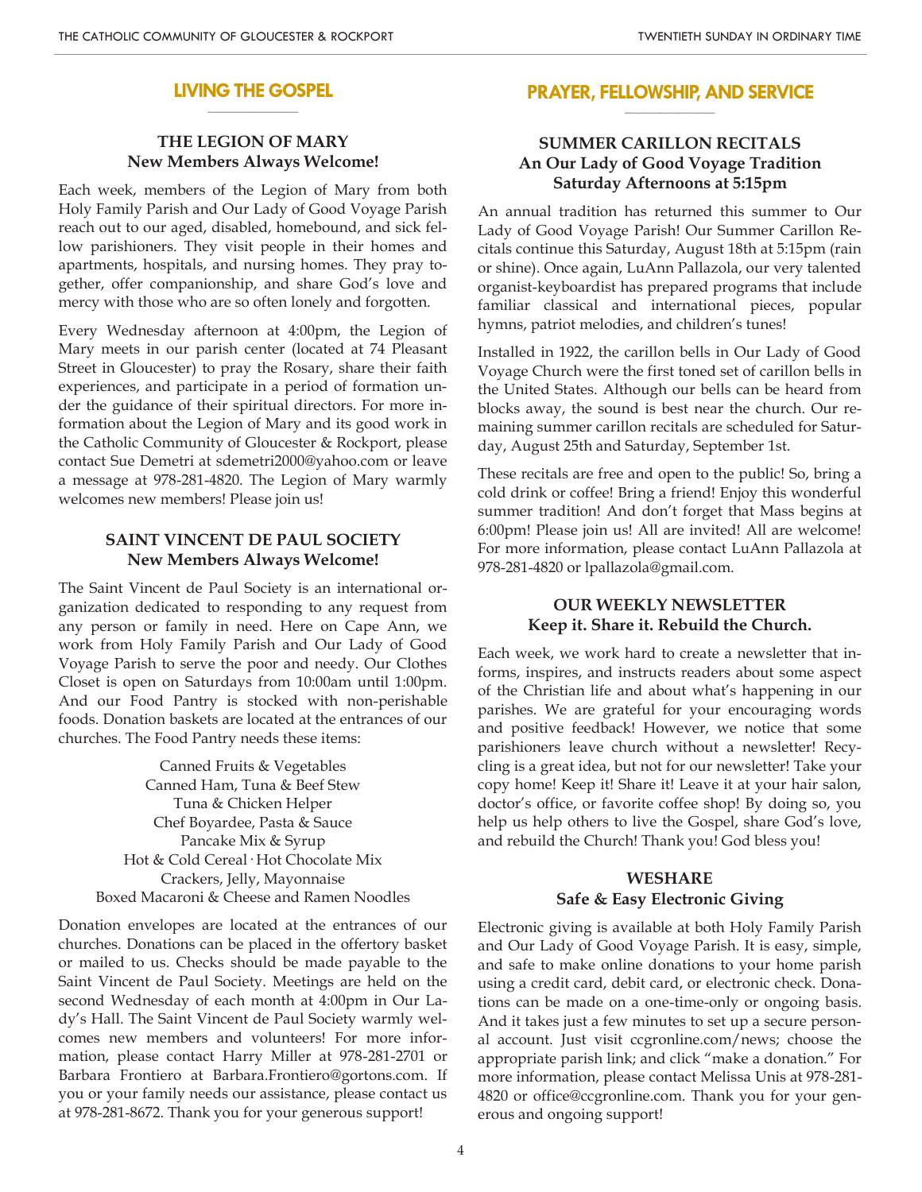## LIVING THE GOSPEL

### THE LEGION OF MARY
**New Members Always Welcome!**

Each week, members of the Legion of Mary from both Holy Family Parish and Our Lady of Good Voyage Parish reach out to our aged, disabled, homebound, and sick fellow parishioners. They visit people in their homes and apartments, hospitals, and nursing homes. They pray together, offer companionship, and share God's love and mercy with those who are so often lonely and forgotten.

Every Wednesday afternoon at 4:00pm, the Legion of Mary meets in our parish center (located at 74 Pleasant Street in Gloucester) to pray the Rosary, share their faith experiences, and participate in a period of formation under the guidance of their spiritual directors. For more information about the Legion of Mary and its good work in the Catholic Community of Gloucester & Rockport, please contact Sue Demetri at sdemetri2000@yahoo.com or leave a message at 978-281-4820. The Legion of Mary warmly welcomes new members! Please join us!

### SAINT VINCENT DE PAUL SOCIETY
**New Members Always Welcome!**

The Saint Vincent de Paul Society is an international organization dedicated to responding to any request from any person or family in need. Here on Cape Ann, we work from Holy Family Parish and Our Lady of Good Voyage Parish to serve the poor and needy. Our Clothes Closet is open on Saturdays from 10:00am until 1:00pm. And our Food Pantry is stocked with non-perishable foods. Donation baskets are located at the entrances of our churches. The Food Pantry needs these items:

Canned Fruits & Vegetables
Canned Ham, Tuna & Beef Stew
Tuna & Chicken Helper
Chef Boyardee, Pasta & Sauce
Pancake Mix & Syrup
Hot & Cold Cereal · Hot Chocolate Mix
Crackers, Jelly, Mayonnaise
Boxed Macaroni & Cheese and Ramen Noodles

Donation envelopes are located at the entrances of our churches. Donations can be placed in the offertory basket or mailed to us. Checks should be made payable to the Saint Vincent de Paul Society. Meetings are held on the second Wednesday of each month at 4:00pm in Our Lady's Hall. The Saint Vincent de Paul Society warmly welcomes new members and volunteers! For more information, please contact Harry Miller at 978-281-2701 or Barbara Frontiero at Barbara.Frontiero@gortons.com. If you or your family needs our assistance, please contact us at 978-281-8672. Thank you for your generous support!

## PRAYER, FELLOWSHIP, AND SERVICE

### SUMMER CARILLON RECITALS
**An Our Lady of Good Voyage Tradition**
**Saturday Afternoons at 5:15pm**

An annual tradition has returned this summer to Our Lady of Good Voyage Parish! Our Summer Carillon Recitals continue this Saturday, August 18th at 5:15pm (rain or shine). Once again, LuAnn Pallazola, our very talented organist-keyboardist has prepared programs that include familiar classical and international pieces, popular hymns, patriot melodies, and children's tunes!

Installed in 1922, the carillon bells in Our Lady of Good Voyage Church were the first toned set of carillon bells in the United States. Although our bells can be heard from blocks away, the sound is best near the church. Our remaining summer carillon recitals are scheduled for Saturday, August 25th and Saturday, September 1st.

These recitals are free and open to the public! So, bring a cold drink or coffee! Bring a friend! Enjoy this wonderful summer tradition! And don't forget that Mass begins at 6:00pm! Please join us! All are invited! All are welcome! For more information, please contact LuAnn Pallazola at 978-281-4820 or lpallazola@gmail.com.

### OUR WEEKLY NEWSLETTER
**Keep it. Share it. Rebuild the Church.**

Each week, we work hard to create a newsletter that informs, inspires, and instructs readers about some aspect of the Christian life and about what's happening in our parishes. We are grateful for your encouraging words and positive feedback! However, we notice that some parishioners leave church without a newsletter! Recycling is a great idea, but not for our newsletter! Take your copy home! Keep it! Share it! Leave it at your hair salon, doctor's office, or favorite coffee shop! By doing so, you help us help others to live the Gospel, share God's love, and rebuild the Church! Thank you! God bless you!

### WESHARE
**Safe & Easy Electronic Giving**

Electronic giving is available at both Holy Family Parish and Our Lady of Good Voyage Parish. It is easy, simple, and safe to make online donations to your home parish using a credit card, debit card, or electronic check. Donations can be made on a one-time-only or ongoing basis. And it takes just a few minutes to set up a secure personal account. Just visit ccgronline.com/news; choose the appropriate parish link; and click "make a donation." For more information, please contact Melissa Unis at 978-281-4820 or office@ccgronline.com. Thank you for your generous and ongoing support!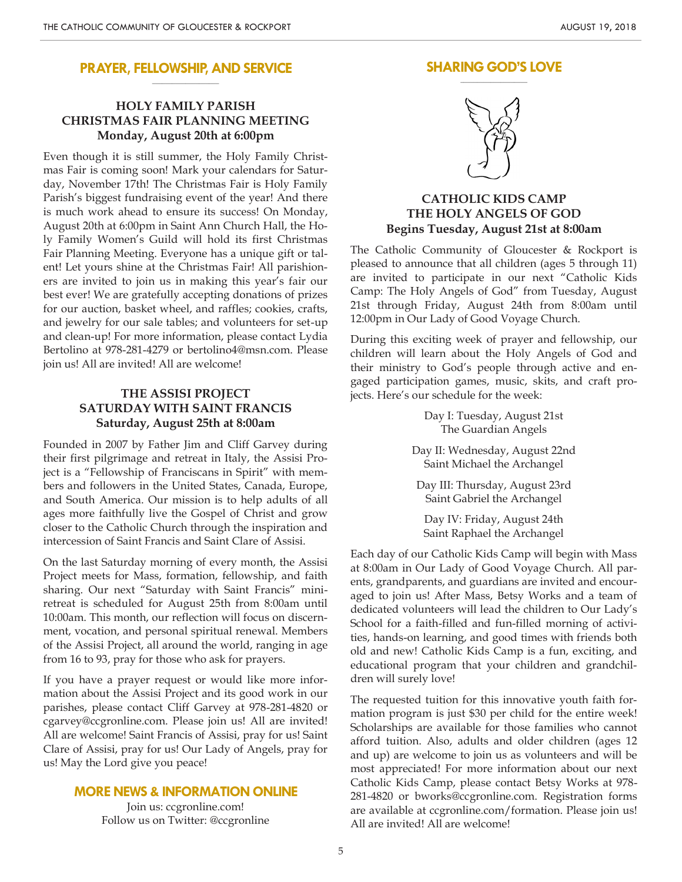## PRAYER, FELLOWSHIP, AND SERVICE

### HOLY FAMILY PARISH CHRISTMAS FAIR PLANNING MEETING
**Monday, August 20th at 6:00pm**

Even though it is still summer, the Holy Family Christmas Fair is coming soon! Mark your calendars for Saturday, November 17th! The Christmas Fair is Holy Family Parish's biggest fundraising event of the year! And there is much work ahead to ensure its success! On Monday, August 20th at 6:00pm in Saint Ann Church Hall, the Holy Family Women's Guild will hold its first Christmas Fair Planning Meeting. Everyone has a unique gift or talent! Let yours shine at the Christmas Fair! All parishioners are invited to join us in making this year's fair our best ever! We are gratefully accepting donations of prizes for our auction, basket wheel, and raffles; cookies, crafts, and jewelry for our sale tables; and volunteers for set-up and clean-up! For more information, please contact Lydia Bertolino at 978-281-4279 or bertolino4@msn.com. Please join us! All are invited! All are welcome!

### THE ASSISI PROJECT SATURDAY WITH SAINT FRANCIS
**Saturday, August 25th at 8:00am**

Founded in 2007 by Father Jim and Cliff Garvey during their first pilgrimage and retreat in Italy, the Assisi Project is a "Fellowship of Franciscans in Spirit" with members and followers in the United States, Canada, Europe, and South America. Our mission is to help adults of all ages more faithfully live the Gospel of Christ and grow closer to the Catholic Church through the inspiration and intercession of Saint Francis and Saint Clare of Assisi.

On the last Saturday morning of every month, the Assisi Project meets for Mass, formation, fellowship, and faith sharing. Our next "Saturday with Saint Francis" mini-retreat is scheduled for August 25th from 8:00am until 10:00am. This month, our reflection will focus on discernment, vocation, and personal spiritual renewal. Members of the Assisi Project, all around the world, ranging in age from 16 to 93, pray for those who ask for prayers.

If you have a prayer request or would like more information about the Assisi Project and its good work in our parishes, please contact Cliff Garvey at 978-281-4820 or cgarvey@ccgronline.com. Please join us! All are invited! All are welcome! Saint Francis of Assisi, pray for us! Saint Clare of Assisi, pray for us! Our Lady of Angels, pray for us! May the Lord give you peace!

## MORE NEWS & INFORMATION ONLINE

Join us: ccgronline.com!
Follow us on Twitter: @ccgronline

## SHARING GOD'S LOVE

### CATHOLIC KIDS CAMP THE HOLY ANGELS OF GOD
**Begins Tuesday, August 21st at 8:00am**

The Catholic Community of Gloucester & Rockport is pleased to announce that all children (ages 5 through 11) are invited to participate in our next "Catholic Kids Camp: The Holy Angels of God" from Tuesday, August 21st through Friday, August 24th from 8:00am until 12:00pm in Our Lady of Good Voyage Church.

During this exciting week of prayer and fellowship, our children will learn about the Holy Angels of God and their ministry to God's people through active and engaged participation games, music, skits, and craft projects. Here's our schedule for the week:

Day I: Tuesday, August 21st
The Guardian Angels

Day II: Wednesday, August 22nd
Saint Michael the Archangel

Day III: Thursday, August 23rd
Saint Gabriel the Archangel

Day IV: Friday, August 24th
Saint Raphael the Archangel

Each day of our Catholic Kids Camp will begin with Mass at 8:00am in Our Lady of Good Voyage Church. All parents, grandparents, and guardians are invited and encouraged to join us! After Mass, Betsy Works and a team of dedicated volunteers will lead the children to Our Lady's School for a faith-filled and fun-filled morning of activities, hands-on learning, and good times with friends both old and new! Catholic Kids Camp is a fun, exciting, and educational program that your children and grandchildren will surely love!

The requested tuition for this innovative youth faith formation program is just $30 per child for the entire week! Scholarships are available for those families who cannot afford tuition. Also, adults and older children (ages 12 and up) are welcome to join us as volunteers and will be most appreciated! For more information about our next Catholic Kids Camp, please contact Betsy Works at 978-281-4820 or bworks@ccgronline.com. Registration forms are available at ccgronline.com/formation. Please join us! All are invited! All are welcome!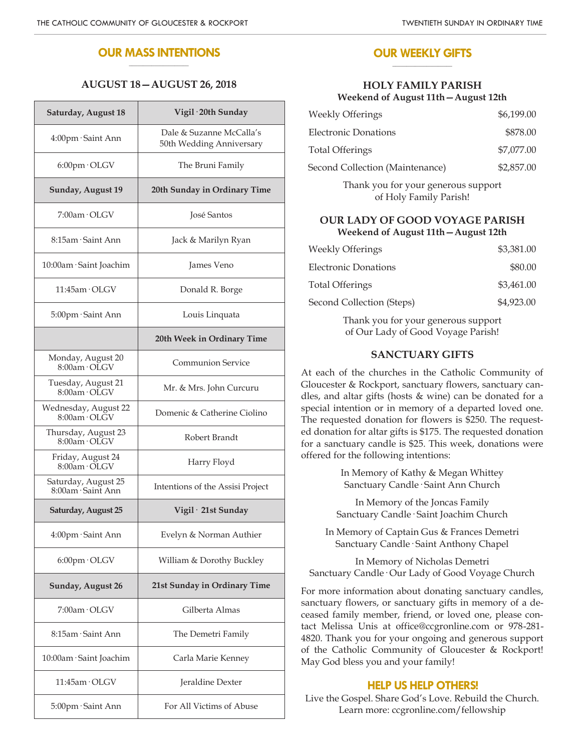## OUR MASS INTENTIONS

### AUGUST 18—AUGUST 26, 2018

| Saturday, August 18 | Vigil · 20th Sunday |
|---|---|
| 4:00pm · Saint Ann | Dale & Suzanne McCalla's 50th Wedding Anniversary |
| 6:00pm · OLGV | The Bruni Family |
| **Sunday, August 19** | **20th Sunday in Ordinary Time** |
| 7:00am · OLGV | José Santos |
| 8:15am · Saint Ann | Jack & Marilyn Ryan |
| 10:00am · Saint Joachim | James Veno |
| 11:45am · OLGV | Donald R. Borge |
| 5:00pm · Saint Ann | Louis Linquata |
| | **20th Week in Ordinary Time** |
| Monday, August 20 8:00am · OLGV | Communion Service |
| Tuesday, August 21 8:00am · OLGV | Mr. & Mrs. John Curcuru |
| Wednesday, August 22 8:00am · OLGV | Domenic & Catherine Ciolino |
| Thursday, August 23 8:00am · OLGV | Robert Brandt |
| Friday, August 24 8:00am · OLGV | Harry Floyd |
| Saturday, August 25 8:00am · Saint Ann | Intentions of the Assisi Project |
| **Saturday, August 25** | **Vigil · 21st Sunday** |
| 4:00pm · Saint Ann | Evelyn & Norman Authier |
| 6:00pm · OLGV | William & Dorothy Buckley |
| **Sunday, August 26** | **21st Sunday in Ordinary Time** |
| 7:00am · OLGV | Gilberta Almas |
| 8:15am · Saint Ann | The Demetri Family |
| 10:00am · Saint Joachim | Carla Marie Kenney |
| 11:45am · OLGV | Jeraldine Dexter |
| 5:00pm · Saint Ann | For All Victims of Abuse |

## OUR WEEKLY GIFTS

### HOLY FAMILY PARISH
**Weekend of August 11th—August 12th**

| | |
|---|---|
| Weekly Offerings | $6,199.00 |
| Electronic Donations | $878.00 |
| Total Offerings | $7,077.00 |
| Second Collection (Maintenance) | $2,857.00 |

Thank you for your generous support of Holy Family Parish!

### OUR LADY OF GOOD VOYAGE PARISH
**Weekend of August 11th—August 12th**

| | |
|---|---|
| Weekly Offerings | $3,381.00 |
| Electronic Donations | $80.00 |
| Total Offerings | $3,461.00 |
| Second Collection (Steps) | $4,923.00 |

Thank you for your generous support of Our Lady of Good Voyage Parish!

### SANCTUARY GIFTS

At each of the churches in the Catholic Community of Gloucester & Rockport, sanctuary flowers, sanctuary candles, and altar gifts (hosts & wine) can be donated for a special intention or in memory of a departed loved one. The requested donation for flowers is $250. The requested donation for altar gifts is $175. The requested donation for a sanctuary candle is $25. This week, donations were offered for the following intentions:

In Memory of Kathy & Megan Whittey
Sanctuary Candle · Saint Ann Church

In Memory of the Joncas Family
Sanctuary Candle · Saint Joachim Church

In Memory of Captain Gus & Frances Demetri
Sanctuary Candle · Saint Anthony Chapel

In Memory of Nicholas Demetri
Sanctuary Candle · Our Lady of Good Voyage Church

For more information about donating sanctuary candles, sanctuary flowers, or sanctuary gifts in memory of a deceased family member, friend, or loved one, please contact Melissa Unis at office@ccgronline.com or 978-281-4820. Thank you for your ongoing and generous support of the Catholic Community of Gloucester & Rockport! May God bless you and your family!

## HELP US HELP OTHERS!

Live the Gospel. Share God's Love. Rebuild the Church.
Learn more: ccgronline.com/fellowship